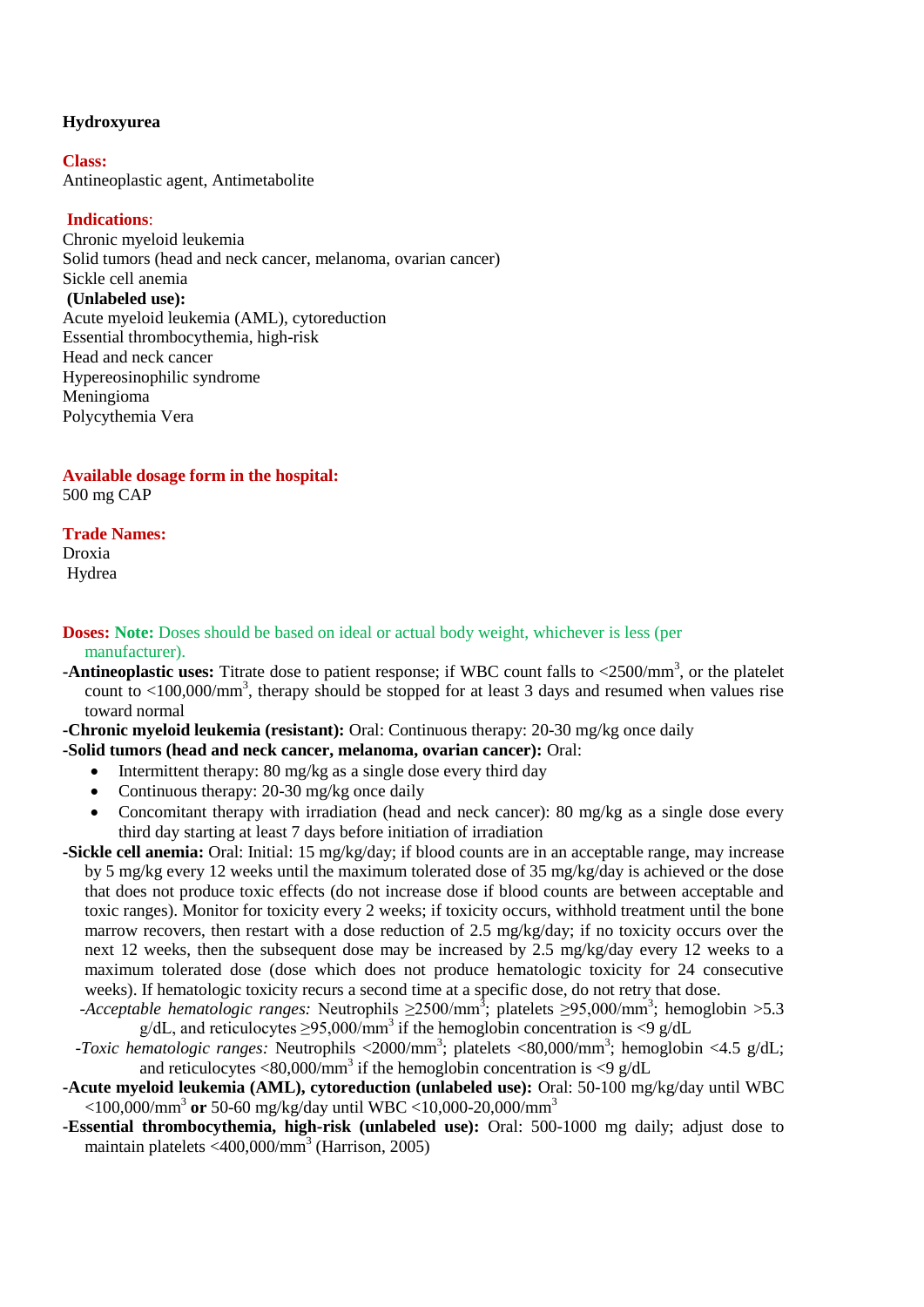**Hydroxyurea**

**Class:**
Antineoplastic agent, Antimetabolite

**Indications**:
Chronic myeloid leukemia
Solid tumors (head and neck cancer, melanoma, ovarian cancer)
Sickle cell anemia
**(Unlabeled use):**
Acute myeloid leukemia (AML), cytoreduction
Essential thrombocythemia, high-risk
Head and neck cancer
Hypereosinophilic syndrome
Meningioma
Polycythemia Vera

**Available dosage form in the hospital:**
500 mg CAP

**Trade Names:**
Droxia
Hydrea

**Doses: Note:** Doses should be based on ideal or actual body weight, whichever is less (per manufacturer).

**-Antineoplastic uses:** Titrate dose to patient response; if WBC count falls to <2500/mm$^3$, or the platelet count to <100,000/mm$^3$, therapy should be stopped for at least 3 days and resumed when values rise toward normal

**-Chronic myeloid leukemia (resistant):** Oral: Continuous therapy: 20-30 mg/kg once daily

**-Solid tumors (head and neck cancer, melanoma, ovarian cancer):** Oral:

- Intermittent therapy: 80 mg/kg as a single dose every third day
- Continuous therapy: 20-30 mg/kg once daily
- Concomitant therapy with irradiation (head and neck cancer): 80 mg/kg as a single dose every third day starting at least 7 days before initiation of irradiation

**-Sickle cell anemia:** Oral: Initial: 15 mg/kg/day; if blood counts are in an acceptable range, may increase by 5 mg/kg every 12 weeks until the maximum tolerated dose of 35 mg/kg/day is achieved or the dose that does not produce toxic effects (do not increase dose if blood counts are between acceptable and toxic ranges). Monitor for toxicity every 2 weeks; if toxicity occurs, withhold treatment until the bone marrow recovers, then restart with a dose reduction of 2.5 mg/kg/day; if no toxicity occurs over the next 12 weeks, then the subsequent dose may be increased by 2.5 mg/kg/day every 12 weeks to a maximum tolerated dose (dose which does not produce hematologic toxicity for 24 consecutive weeks). If hematologic toxicity recurs a second time at a specific dose, do not retry that dose.

-*Acceptable hematologic ranges:* Neutrophils ≥2500/mm$^3$; platelets ≥95,000/mm$^3$; hemoglobin >5.3 g/dL, and reticulocytes ≥95,000/mm$^3$ if the hemoglobin concentration is <9 g/dL

-*Toxic hematologic ranges:* Neutrophils <2000/mm$^3$; platelets <80,000/mm$^3$; hemoglobin <4.5 g/dL; and reticulocytes <80,000/mm$^3$ if the hemoglobin concentration is <9 g/dL

**-Acute myeloid leukemia (AML), cytoreduction (unlabeled use):** Oral: 50-100 mg/kg/day until WBC <100,000/mm$^3$ **or** 50-60 mg/kg/day until WBC <10,000-20,000/mm$^3$

**-Essential thrombocythemia, high-risk (unlabeled use):** Oral: 500-1000 mg daily; adjust dose to maintain platelets <400,000/mm$^3$ (Harrison, 2005)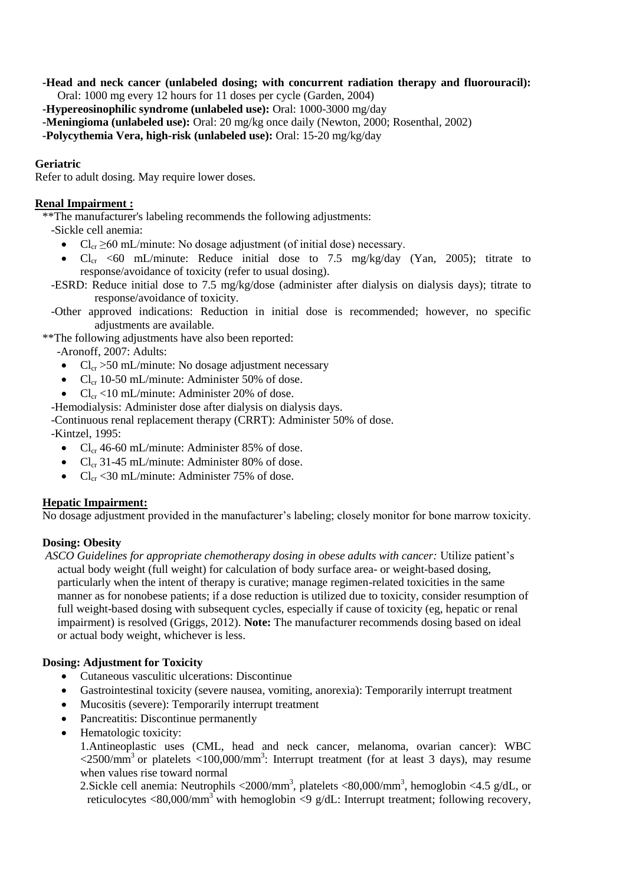**-Head and neck cancer (unlabeled dosing; with concurrent radiation therapy and fluorouracil):** Oral: 1000 mg every 12 hours for 11 doses per cycle (Garden, 2004)

**-Hypereosinophilic syndrome (unlabeled use):** Oral: 1000-3000 mg/day

**-Meningioma (unlabeled use):** Oral: 20 mg/kg once daily (Newton, 2000; Rosenthal, 2002)

**-Polycythemia Vera, high-risk (unlabeled use):** Oral: 15-20 mg/kg/day

**Geriatric**

Refer to adult dosing. May require lower doses.

**Renal Impairment :**

**The manufacturer's labeling recommends the following adjustments:

-Sickle cell anemia:

- $Cl_{cr} \geq 60$ mL/minute: No dosage adjustment (of initial dose) necessary.
- $Cl_{cr} < 60$ mL/minute: Reduce initial dose to 7.5 mg/kg/day (Yan, 2005); titrate to response/avoidance of toxicity (refer to usual dosing).

-ESRD: Reduce initial dose to 7.5 mg/kg/dose (administer after dialysis on dialysis days); titrate to response/avoidance of toxicity.

-Other approved indications: Reduction in initial dose is recommended; however, no specific adjustments are available.

**The following adjustments have also been reported:

-Aronoff, 2007: Adults:

- $Cl_{cr} > 50$ mL/minute: No dosage adjustment necessary
- $Cl_{cr}$ 10-50 mL/minute: Administer 50% of dose.
- $Cl_{cr} < 10$ mL/minute: Administer 20% of dose.

-Hemodialysis: Administer dose after dialysis on dialysis days.

-Continuous renal replacement therapy (CRRT): Administer 50% of dose.

-Kintzel, 1995:

- $Cl_{cr}$ 46-60 mL/minute: Administer 85% of dose.
- $Cl_{cr}$ 31-45 mL/minute: Administer 80% of dose.
- $Cl_{cr} < 30$ mL/minute: Administer 75% of dose.

**Hepatic Impairment:**

No dosage adjustment provided in the manufacturer's labeling; closely monitor for bone marrow toxicity.

**Dosing: Obesity**

*ASCO Guidelines for appropriate chemotherapy dosing in obese adults with cancer:* Utilize patient's actual body weight (full weight) for calculation of body surface area- or weight-based dosing, particularly when the intent of therapy is curative; manage regimen-related toxicities in the same manner as for nonobese patients; if a dose reduction is utilized due to toxicity, consider resumption of full weight-based dosing with subsequent cycles, especially if cause of toxicity (eg, hepatic or renal impairment) is resolved (Griggs, 2012). **Note:** The manufacturer recommends dosing based on ideal or actual body weight, whichever is less.

**Dosing: Adjustment for Toxicity**

- Cutaneous vasculitic ulcerations: Discontinue
- Gastrointestinal toxicity (severe nausea, vomiting, anorexia): Temporarily interrupt treatment
- Mucositis (severe): Temporarily interrupt treatment
- Pancreatitis: Discontinue permanently
- Hematologic toxicity:

  1.Antineoplastic uses (CML, head and neck cancer, melanoma, ovarian cancer): WBC $<2500/mm^3$ or platelets $<100{,}000/mm^3$: Interrupt treatment (for at least 3 days), may resume when values rise toward normal

  2.Sickle cell anemia: Neutrophils $<2000/mm^3$, platelets $<80{,}000/mm^3$, hemoglobin <4.5 g/dL, or reticulocytes $<80{,}000/mm^3$ with hemoglobin <9 g/dL: Interrupt treatment; following recovery,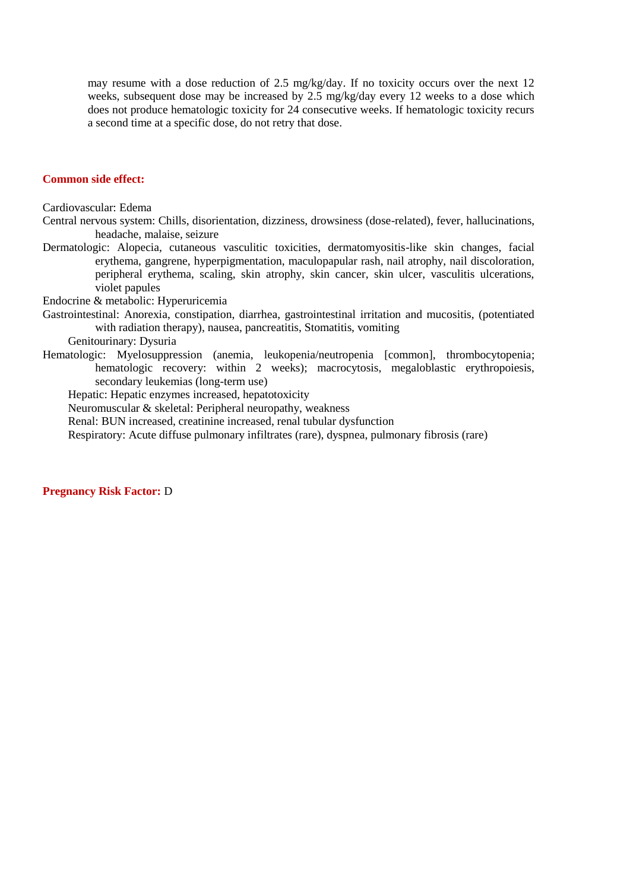may resume with a dose reduction of 2.5 mg/kg/day. If no toxicity occurs over the next 12 weeks, subsequent dose may be increased by 2.5 mg/kg/day every 12 weeks to a dose which does not produce hematologic toxicity for 24 consecutive weeks. If hematologic toxicity recurs a second time at a specific dose, do not retry that dose.

**Common side effect:**

Cardiovascular: Edema

Central nervous system: Chills, disorientation, dizziness, drowsiness (dose-related), fever, hallucinations, headache, malaise, seizure

Dermatologic: Alopecia, cutaneous vasculitic toxicities, dermatomyositis-like skin changes, facial erythema, gangrene, hyperpigmentation, maculopapular rash, nail atrophy, nail discoloration, peripheral erythema, scaling, skin atrophy, skin cancer, skin ulcer, vasculitis ulcerations, violet papules

Endocrine & metabolic: Hyperuricemia

Gastrointestinal: Anorexia, constipation, diarrhea, gastrointestinal irritation and mucositis, (potentiated with radiation therapy), nausea, pancreatitis, Stomatitis, vomiting

Genitourinary: Dysuria

Hematologic: Myelosuppression (anemia, leukopenia/neutropenia [common], thrombocytopenia; hematologic recovery: within 2 weeks); macrocytosis, megaloblastic erythropoiesis, secondary leukemias (long-term use)

Hepatic: Hepatic enzymes increased, hepatotoxicity

Neuromuscular & skeletal: Peripheral neuropathy, weakness

Renal: BUN increased, creatinine increased, renal tubular dysfunction

Respiratory: Acute diffuse pulmonary infiltrates (rare), dyspnea, pulmonary fibrosis (rare)

**Pregnancy Risk Factor:** D